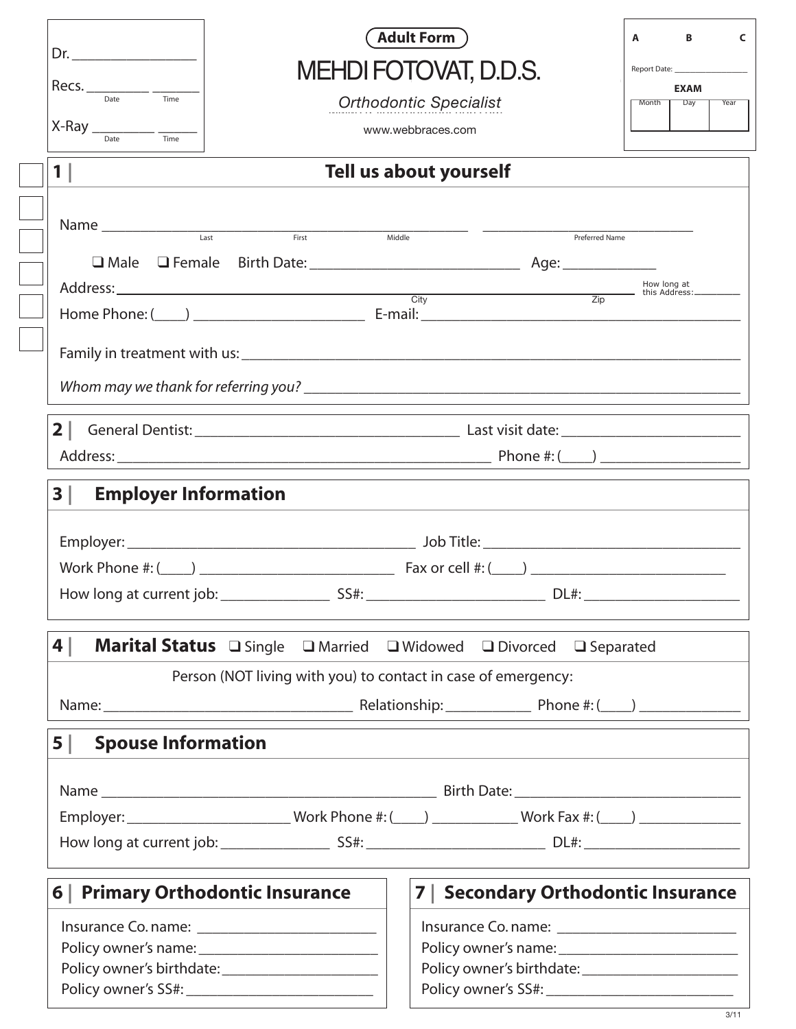Dr. ________________

Recs. ________ ______
Date Time

X-Ray ________ ______
Date Time

**Adult Form**

# MEHDI FOTOVAT, D.D.S.

*Orthodontic Specialist*

www.webbraces.com

| A | B | C |
|---|---|---|

Report Date: ________________

**EXAM**

| Month | Day | Year |
|---|---|---|
| | | |

## 1 | Tell us about yourself

Name ______________________________________________ ___________________________
Last First Middle Preferred Name

❑ Male ❑ Female Birth Date: ___________________________ Age: ____________

Address: ______________________________________________________________ How long at this Address: ________
City Zip

Home Phone: (____) ______________________ E-mail: ________________________________________

Family in treatment with us: ____________________________________________________________

*Whom may we thank for referring you?* __________________________________________________

## 2 |

General Dentist: ________________________________ Last visit date: ______________________

Address: ______________________________________________ Phone #: (____) _________________

## 3 | Employer Information

Employer: ____________________________________ Job Title: _______________________________

Work Phone #: (____) _______________________ Fax or cell #: (____) _______________________

How long at current job: _____________ SS#: ______________________ DL#: ___________________

## 4 | Marital Status ❑ Single ❑ Married ❑ Widowed ❑ Divorced ❑ Separated

Person (NOT living with you) to contact in case of emergency:

Name: ______________________________ Relationship: ___________ Phone #: (____) _____________

## 5 | Spouse Information

Name ___________________________________________ Birth Date: ___________________________

Employer: _____________________ Work Phone #: (____) ___________ Work Fax #: (____) _____________

How long at current job: _____________ SS#: ______________________ DL#: ___________________

## 6 | Primary Orthodontic Insurance

Insurance Co. name: ______________________

Policy owner's name: ______________________

Policy owner's birthdate: ___________________

Policy owner's SS#: _______________________

## 7 | Secondary Orthodontic Insurance

Insurance Co. name: ______________________

Policy owner's name: ______________________

Policy owner's birthdate: ___________________

Policy owner's SS#: _______________________

3/11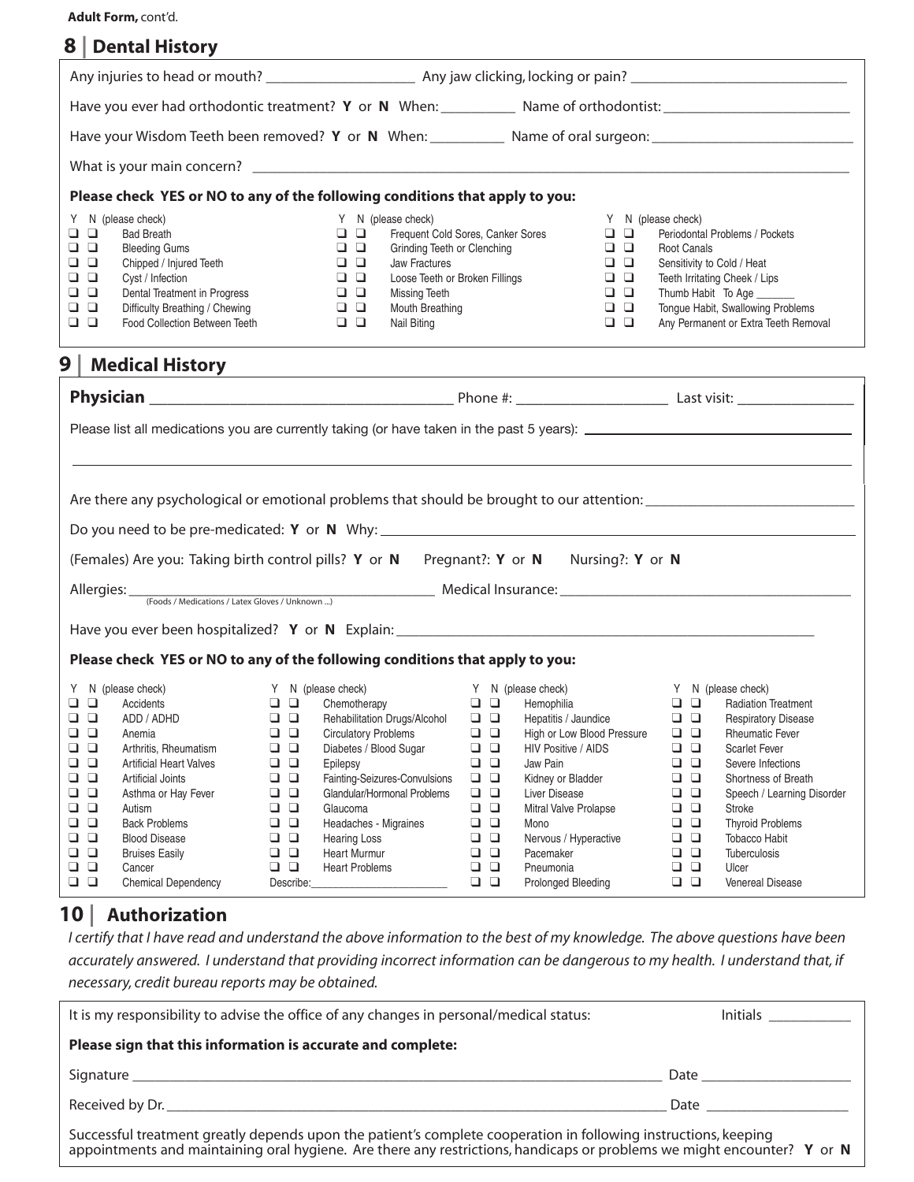**Adult Form,** cont'd.

## 8 | Dental History

Any injuries to head or mouth? ____________________ Any jaw clicking, locking or pain? ____________________________

Have you ever had orthodontic treatment? **Y** or **N** When: __________ Name of orthodontist: __________________________

Have your Wisdom Teeth been removed? **Y** or **N** When: __________ Name of oral surgeon: ___________________________

What is your main concern? ___________________________________________________________________________

**Please check YES or NO to any of the following conditions that apply to you:**

| Y | N | (please check) | Y | N | (please check) | Y | N | (please check) |
|---|---|---|---|---|---|---|---|---|
| ❑ | ❑ | Bad Breath | ❑ | ❑ | Frequent Cold Sores, Canker Sores | ❑ | ❑ | Periodontal Problems / Pockets |
| ❑ | ❑ | Bleeding Gums | ❑ | ❑ | Grinding Teeth or Clenching | ❑ | ❑ | Root Canals |
| ❑ | ❑ | Chipped / Injured Teeth | ❑ | ❑ | Jaw Fractures | ❑ | ❑ | Sensitivity to Cold / Heat |
| ❑ | ❑ | Cyst / Infection | ❑ | ❑ | Loose Teeth or Broken Fillings | ❑ | ❑ | Teeth Irritating Cheek / Lips |
| ❑ | ❑ | Dental Treatment in Progress | ❑ | ❑ | Missing Teeth | ❑ | ❑ | Thumb Habit To Age _______ |
| ❑ | ❑ | Difficulty Breathing / Chewing | ❑ | ❑ | Mouth Breathing | ❑ | ❑ | Tongue Habit, Swallowing Problems |
| ❑ | ❑ | Food Collection Between Teeth | ❑ | ❑ | Nail Biting | ❑ | ❑ | Any Permanent or Extra Teeth Removal |

## 9 | Medical History

**Physician** ________________________________________ Phone #: ____________________ Last visit: _______________

Please list all medications you are currently taking (or have taken in the past 5 years): ________________________________

_____________________________________________________________________________________________

Are there any psychological or emotional problems that should be brought to our attention: ___________________________

Do you need to be pre-medicated: **Y** or **N** Why: ___________________________________________________________

(Females) Are you: Taking birth control pills? **Y** or **N** Pregnant?: **Y** or **N** Nursing?: **Y** or **N**

Allergies: ________________________________________ Medical Insurance: ________________________________________
(Foods / Medications / Latex Gloves / Unknown ...)

Have you ever been hospitalized? **Y** or **N** Explain: _________________________________________________________

**Please check YES or NO to any of the following conditions that apply to you:**

| Y | N | (please check) | Y | N | (please check) | Y | N | (please check) | Y | N | (please check) |
|---|---|---|---|---|---|---|---|---|---|---|---|
| ❑ | ❑ | Accidents | ❑ | ❑ | Chemotherapy | ❑ | ❑ | Hemophilia | ❑ | ❑ | Radiation Treatment |
| ❑ | ❑ | ADD / ADHD | ❑ | ❑ | Rehabilitation Drugs/Alcohol | ❑ | ❑ | Hepatitis / Jaundice | ❑ | ❑ | Respiratory Disease |
| ❑ | ❑ | Anemia | ❑ | ❑ | Circulatory Problems | ❑ | ❑ | High or Low Blood Pressure | ❑ | ❑ | Rheumatic Fever |
| ❑ | ❑ | Arthritis, Rheumatism | ❑ | ❑ | Diabetes / Blood Sugar | ❑ | ❑ | HIV Positive / AIDS | ❑ | ❑ | Scarlet Fever |
| ❑ | ❑ | Artificial Heart Valves | ❑ | ❑ | Epilepsy | ❑ | ❑ | Jaw Pain | ❑ | ❑ | Severe Infections |
| ❑ | ❑ | Artificial Joints | ❑ | ❑ | Fainting-Seizures-Convulsions | ❑ | ❑ | Kidney or Bladder | ❑ | ❑ | Shortness of Breath |
| ❑ | ❑ | Asthma or Hay Fever | ❑ | ❑ | Glandular/Hormonal Problems | ❑ | ❑ | Liver Disease | ❑ | ❑ | Speech / Learning Disorder |
| ❑ | ❑ | Autism | ❑ | ❑ | Glaucoma | ❑ | ❑ | Mitral Valve Prolapse | ❑ | ❑ | Stroke |
| ❑ | ❑ | Back Problems | ❑ | ❑ | Headaches - Migraines | ❑ | ❑ | Mono | ❑ | ❑ | Thyroid Problems |
| ❑ | ❑ | Blood Disease | ❑ | ❑ | Hearing Loss | ❑ | ❑ | Nervous / Hyperactive | ❑ | ❑ | Tobacco Habit |
| ❑ | ❑ | Bruises Easily | ❑ | ❑ | Heart Murmur | ❑ | ❑ | Pacemaker | ❑ | ❑ | Tuberculosis |
| ❑ | ❑ | Cancer | ❑ | ❑ | Heart Problems | ❑ | ❑ | Pneumonia | ❑ | ❑ | Ulcer |
| ❑ | ❑ | Chemical Dependency | | | Describe:______________________ | ❑ | ❑ | Prolonged Bleeding | ❑ | ❑ | Venereal Disease |

## 10 | Authorization

*I certify that I have read and understand the above information to the best of my knowledge. The above questions have been accurately answered. I understand that providing incorrect information can be dangerous to my health. I understand that, if necessary, credit bureau reports may be obtained.*

It is my responsibility to advise the office of any changes in personal/medical status: Initials ___________

**Please sign that this information is accurate and complete:**

Signature ___________________________________________________________________________ Date ____________________

Received by Dr. ______________________________________________________________________ Date ____________________

Successful treatment greatly depends upon the patient's complete cooperation in following instructions, keeping appointments and maintaining oral hygiene. Are there any restrictions, handicaps or problems we might encounter? **Y** or **N**